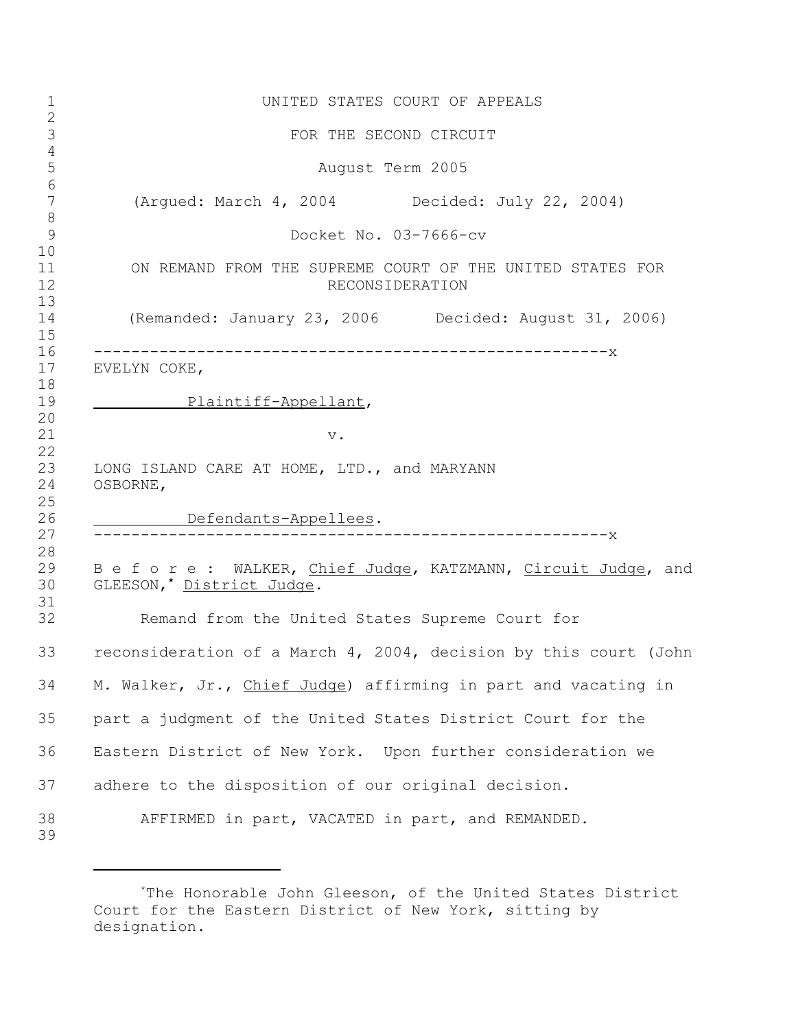UNITED STATES COURT OF APPEALS

FOR THE SECOND CIRCUIT

August Term 2005

(Argued: March 4, 2004          Decided: July 22, 2004)

Docket No. 03-7666-cv

ON REMAND FROM THE SUPREME COURT OF THE UNITED STATES FOR RECONSIDERATION

(Remanded: January 23, 2006          Decided: August 31, 2006)

---

EVELYN COKE,

Plaintiff-Appellant,

v.

LONG ISLAND CARE AT HOME, LTD., and MARYANN OSBORNE,

Defendants-Appellees.

---

B e f o r e : WALKER, *Chief Judge*, KATZMANN, *Circuit Judge*, and GLEESON,* *District Judge*.

Remand from the United States Supreme Court for reconsideration of a March 4, 2004, decision by this court (John M. Walker, Jr., *Chief Judge*) affirming in part and vacating in part a judgment of the United States District Court for the Eastern District of New York. Upon further consideration we adhere to the disposition of our original decision.

AFFIRMED in part, VACATED in part, and REMANDED.

---

*The Honorable John Gleeson, of the United States District Court for the Eastern District of New York, sitting by designation.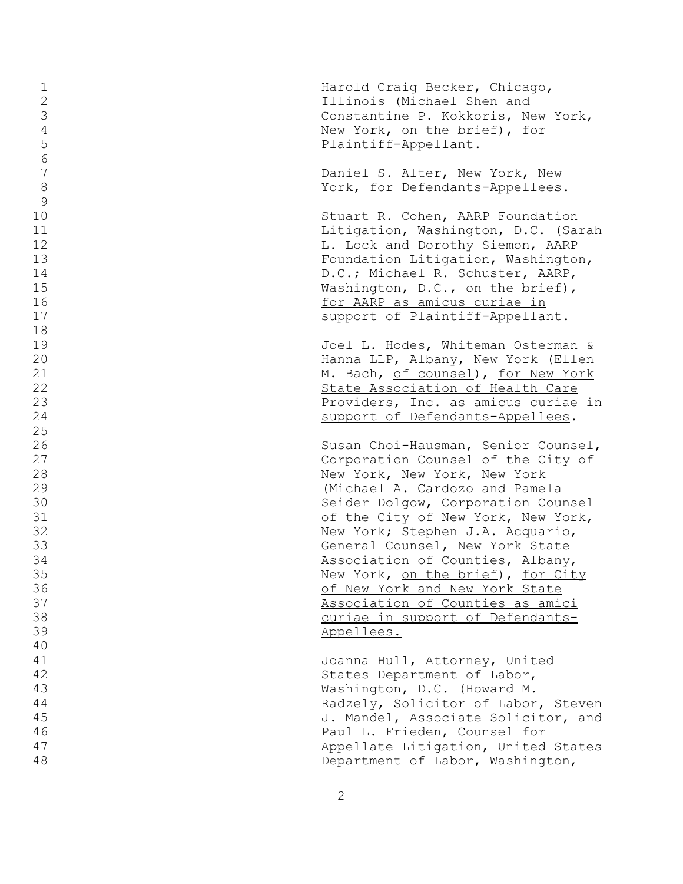Harold Craig Becker, Chicago, Illinois (Michael Shen and Constantine P. Kokkoris, New York, New York, _on the brief_), _for Plaintiff-Appellant_.

Daniel S. Alter, New York, New York, _for Defendants-Appellees_.

Stuart R. Cohen, AARP Foundation Litigation, Washington, D.C. (Sarah L. Lock and Dorothy Siemon, AARP Foundation Litigation, Washington, D.C.; Michael R. Schuster, AARP, Washington, D.C., _on the brief_), _for AARP as amicus curiae in support of Plaintiff-Appellant_.

Joel L. Hodes, Whiteman Osterman & Hanna LLP, Albany, New York (Ellen M. Bach, _of counsel_), _for New York State Association of Health Care Providers, Inc. as amicus curiae in support of Defendants-Appellees_.

Susan Choi-Hausman, Senior Counsel, Corporation Counsel of the City of New York, New York, New York (Michael A. Cardozo and Pamela Seider Dolgow, Corporation Counsel of the City of New York, New York, New York; Stephen J.A. Acquario, General Counsel, New York State Association of Counties, Albany, New York, _on the brief_), _for City of New York and New York State Association of Counties as amici curiae in support of Defendants-Appellees._

Joanna Hull, Attorney, United States Department of Labor, Washington, D.C. (Howard M. Radzely, Solicitor of Labor, Steven J. Mandel, Associate Solicitor, and Paul L. Frieden, Counsel for Appellate Litigation, United States Department of Labor, Washington,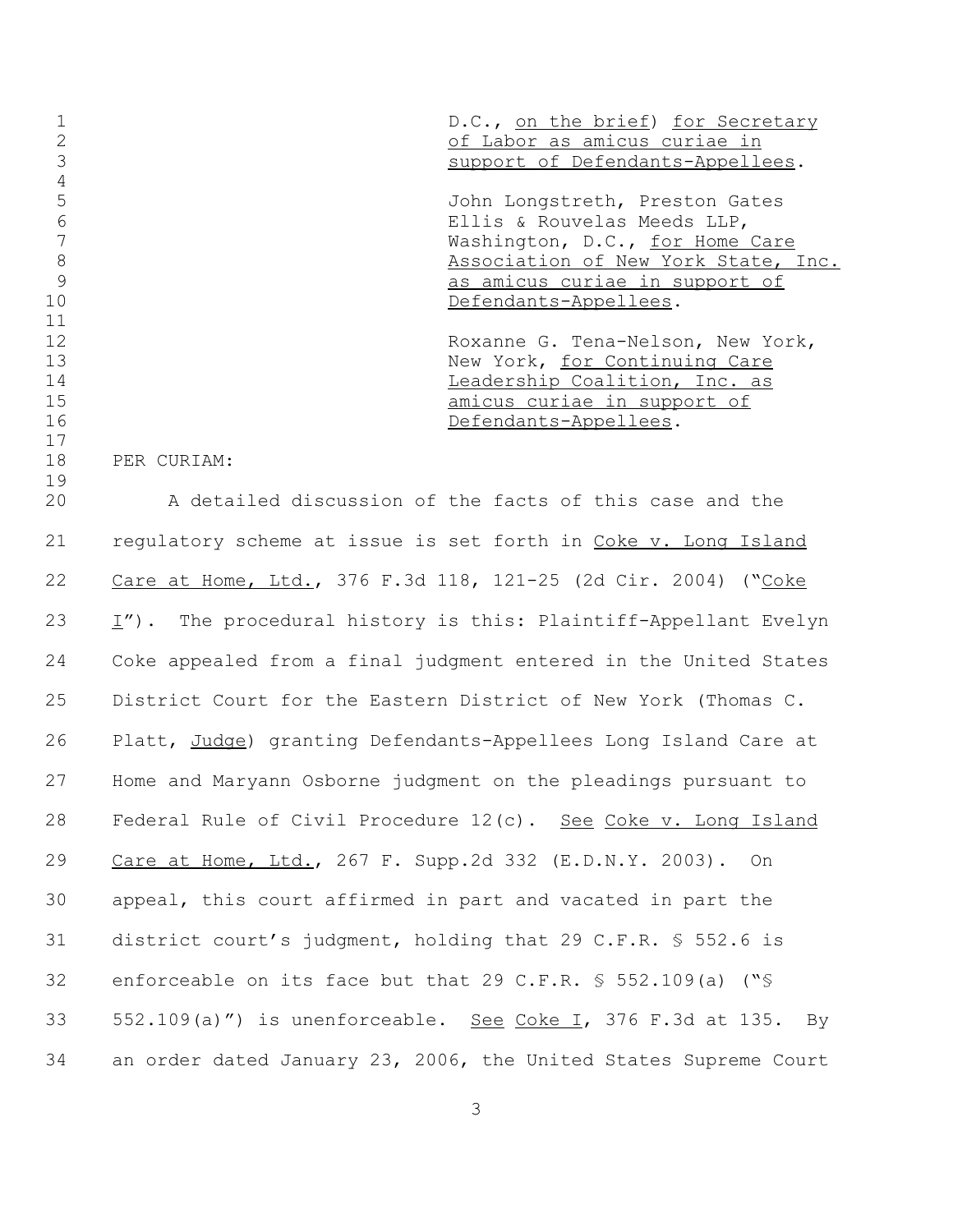D.C., on the brief) for Secretary of Labor as amicus curiae in support of Defendants-Appellees.

John Longstreth, Preston Gates Ellis & Rouvelas Meeds LLP, Washington, D.C., for Home Care Association of New York State, Inc. as amicus curiae in support of Defendants-Appellees.

Roxanne G. Tena-Nelson, New York, New York, for Continuing Care Leadership Coalition, Inc. as amicus curiae in support of Defendants-Appellees.

PER CURIAM:

A detailed discussion of the facts of this case and the regulatory scheme at issue is set forth in Coke v. Long Island Care at Home, Ltd., 376 F.3d 118, 121-25 (2d Cir. 2004) ("Coke I"). The procedural history is this: Plaintiff-Appellant Evelyn Coke appealed from a final judgment entered in the United States District Court for the Eastern District of New York (Thomas C. Platt, Judge) granting Defendants-Appellees Long Island Care at Home and Maryann Osborne judgment on the pleadings pursuant to Federal Rule of Civil Procedure 12(c). See Coke v. Long Island Care at Home, Ltd., 267 F. Supp.2d 332 (E.D.N.Y. 2003). On appeal, this court affirmed in part and vacated in part the district court's judgment, holding that 29 C.F.R. § 552.6 is enforceable on its face but that 29 C.F.R. § 552.109(a) ("§ 552.109(a)") is unenforceable. See Coke I, 376 F.3d at 135. By an order dated January 23, 2006, the United States Supreme Court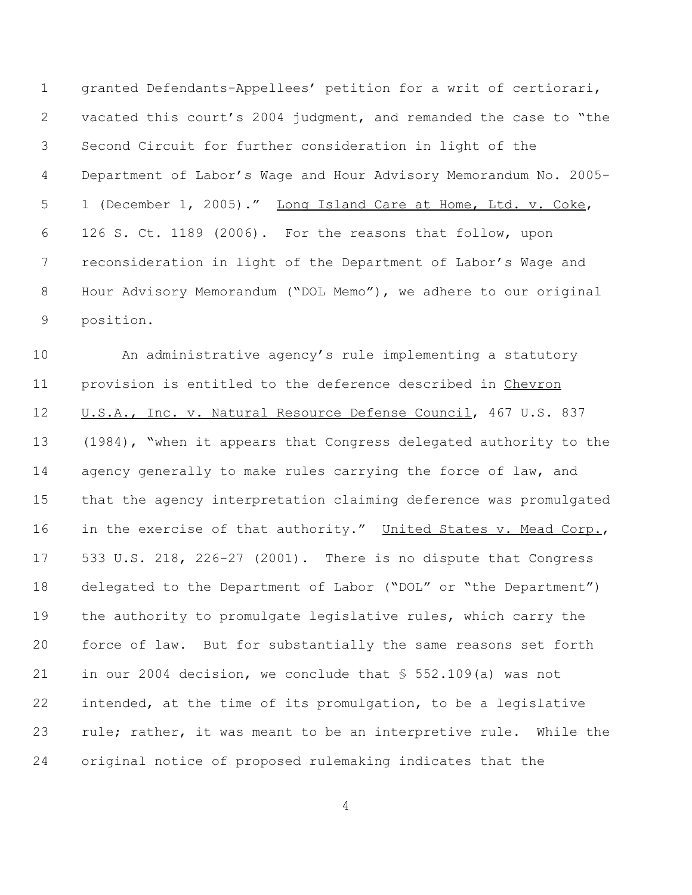granted Defendants-Appellees' petition for a writ of certiorari, vacated this court's 2004 judgment, and remanded the case to "the Second Circuit for further consideration in light of the Department of Labor's Wage and Hour Advisory Memorandum No. 2005-1 (December 1, 2005)." Long Island Care at Home, Ltd. v. Coke, 126 S. Ct. 1189 (2006). For the reasons that follow, upon reconsideration in light of the Department of Labor's Wage and Hour Advisory Memorandum ("DOL Memo"), we adhere to our original position.

An administrative agency's rule implementing a statutory provision is entitled to the deference described in Chevron U.S.A., Inc. v. Natural Resource Defense Council, 467 U.S. 837 (1984), "when it appears that Congress delegated authority to the agency generally to make rules carrying the force of law, and that the agency interpretation claiming deference was promulgated in the exercise of that authority." United States v. Mead Corp., 533 U.S. 218, 226-27 (2001). There is no dispute that Congress delegated to the Department of Labor ("DOL" or "the Department") the authority to promulgate legislative rules, which carry the force of law. But for substantially the same reasons set forth in our 2004 decision, we conclude that § 552.109(a) was not intended, at the time of its promulgation, to be a legislative rule; rather, it was meant to be an interpretive rule. While the original notice of proposed rulemaking indicates that the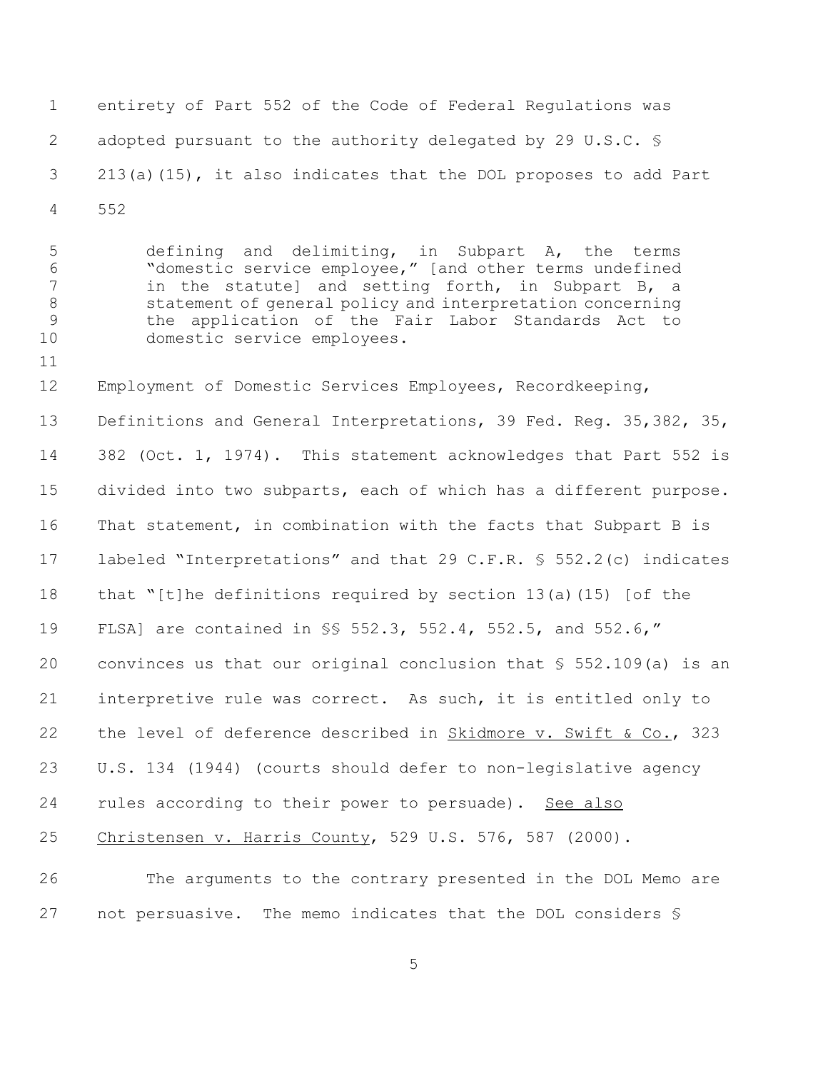entirety of Part 552 of the Code of Federal Regulations was adopted pursuant to the authority delegated by 29 U.S.C. § 213(a)(15), it also indicates that the DOL proposes to add Part 552

> defining and delimiting, in Subpart A, the terms "domestic service employee," [and other terms undefined in the statute] and setting forth, in Subpart B, a statement of general policy and interpretation concerning the application of the Fair Labor Standards Act to domestic service employees.

Employment of Domestic Services Employees, Recordkeeping, Definitions and General Interpretations, 39 Fed. Reg. 35,382, 35, 382 (Oct. 1, 1974). This statement acknowledges that Part 552 is divided into two subparts, each of which has a different purpose. That statement, in combination with the facts that Subpart B is labeled "Interpretations" and that 29 C.F.R. § 552.2(c) indicates that "[t]he definitions required by section 13(a)(15) [of the FLSA] are contained in §§ 552.3, 552.4, 552.5, and 552.6," convinces us that our original conclusion that § 552.109(a) is an interpretive rule was correct. As such, it is entitled only to the level of deference described in Skidmore v. Swift & Co., 323 U.S. 134 (1944) (courts should defer to non-legislative agency rules according to their power to persuade). See also Christensen v. Harris County, 529 U.S. 576, 587 (2000).

The arguments to the contrary presented in the DOL Memo are not persuasive. The memo indicates that the DOL considers §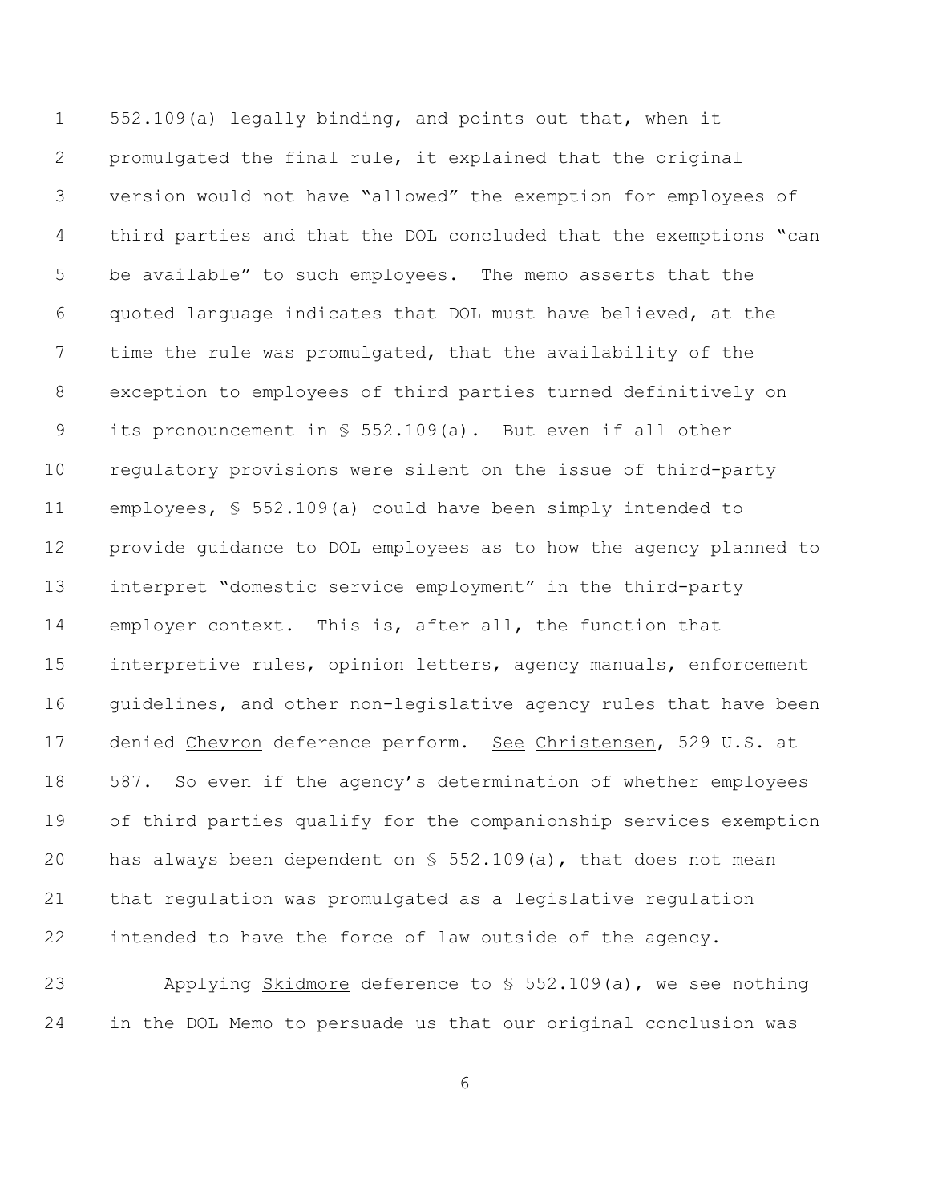552.109(a) legally binding, and points out that, when it promulgated the final rule, it explained that the original version would not have "allowed" the exemption for employees of third parties and that the DOL concluded that the exemptions "can be available" to such employees. The memo asserts that the quoted language indicates that DOL must have believed, at the time the rule was promulgated, that the availability of the exception to employees of third parties turned definitively on its pronouncement in § 552.109(a). But even if all other regulatory provisions were silent on the issue of third-party employees, § 552.109(a) could have been simply intended to provide guidance to DOL employees as to how the agency planned to interpret "domestic service employment" in the third-party employer context. This is, after all, the function that interpretive rules, opinion letters, agency manuals, enforcement guidelines, and other non-legislative agency rules that have been denied _Chevron_ deference perform. _See_ _Christensen_, 529 U.S. at 587. So even if the agency's determination of whether employees of third parties qualify for the companionship services exemption has always been dependent on § 552.109(a), that does not mean that regulation was promulgated as a legislative regulation intended to have the force of law outside of the agency.

Applying _Skidmore_ deference to § 552.109(a), we see nothing in the DOL Memo to persuade us that our original conclusion was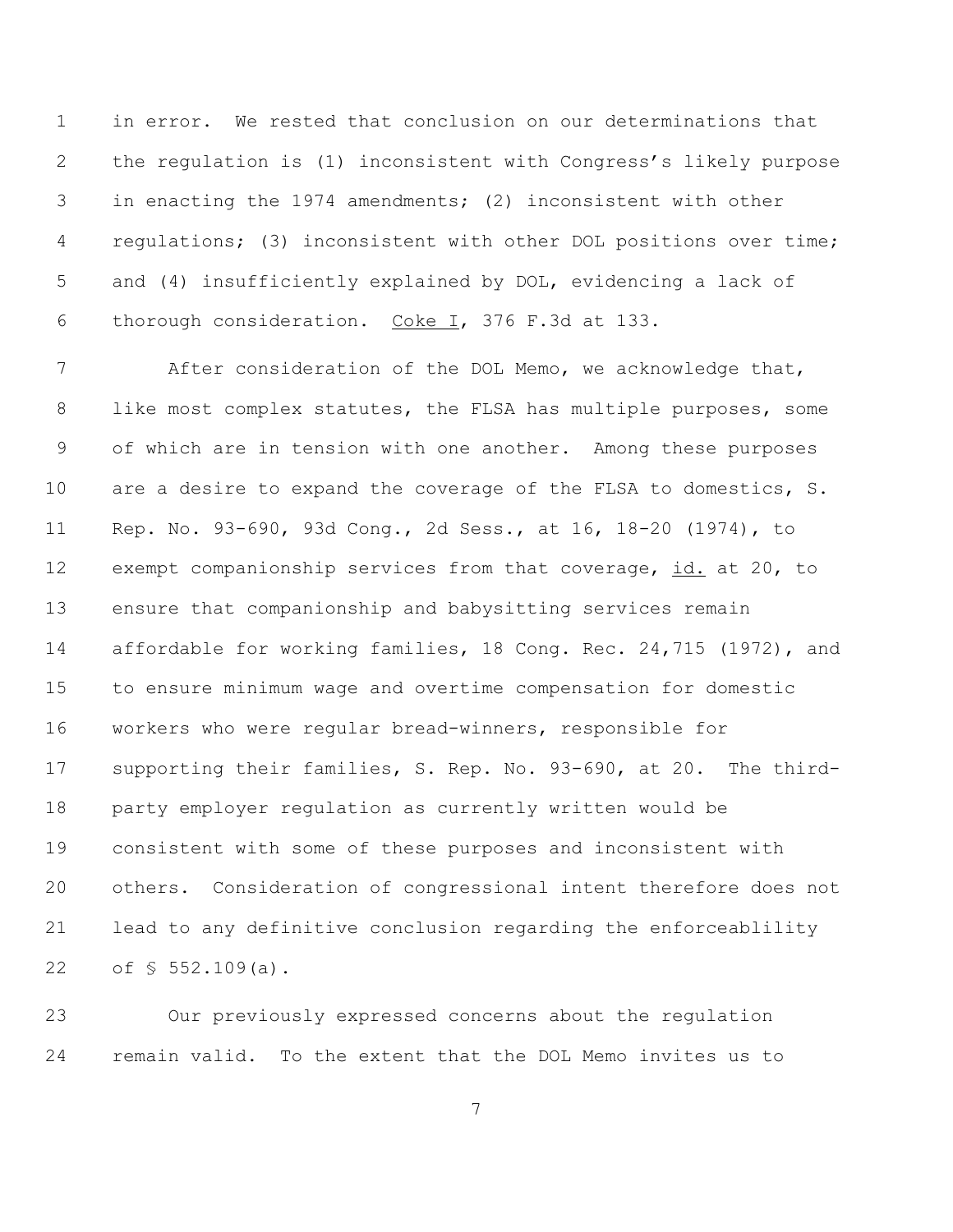in error. We rested that conclusion on our determinations that the regulation is (1) inconsistent with Congress's likely purpose in enacting the 1974 amendments; (2) inconsistent with other regulations; (3) inconsistent with other DOL positions over time; and (4) insufficiently explained by DOL, evidencing a lack of thorough consideration. Coke I, 376 F.3d at 133.

After consideration of the DOL Memo, we acknowledge that, like most complex statutes, the FLSA has multiple purposes, some of which are in tension with one another. Among these purposes are a desire to expand the coverage of the FLSA to domestics, S. Rep. No. 93-690, 93d Cong., 2d Sess., at 16, 18-20 (1974), to exempt companionship services from that coverage, id. at 20, to ensure that companionship and babysitting services remain affordable for working families, 18 Cong. Rec. 24,715 (1972), and to ensure minimum wage and overtime compensation for domestic workers who were regular bread-winners, responsible for supporting their families, S. Rep. No. 93-690, at 20. The third-party employer regulation as currently written would be consistent with some of these purposes and inconsistent with others. Consideration of congressional intent therefore does not lead to any definitive conclusion regarding the enforceablility of § 552.109(a).

Our previously expressed concerns about the regulation remain valid. To the extent that the DOL Memo invites us to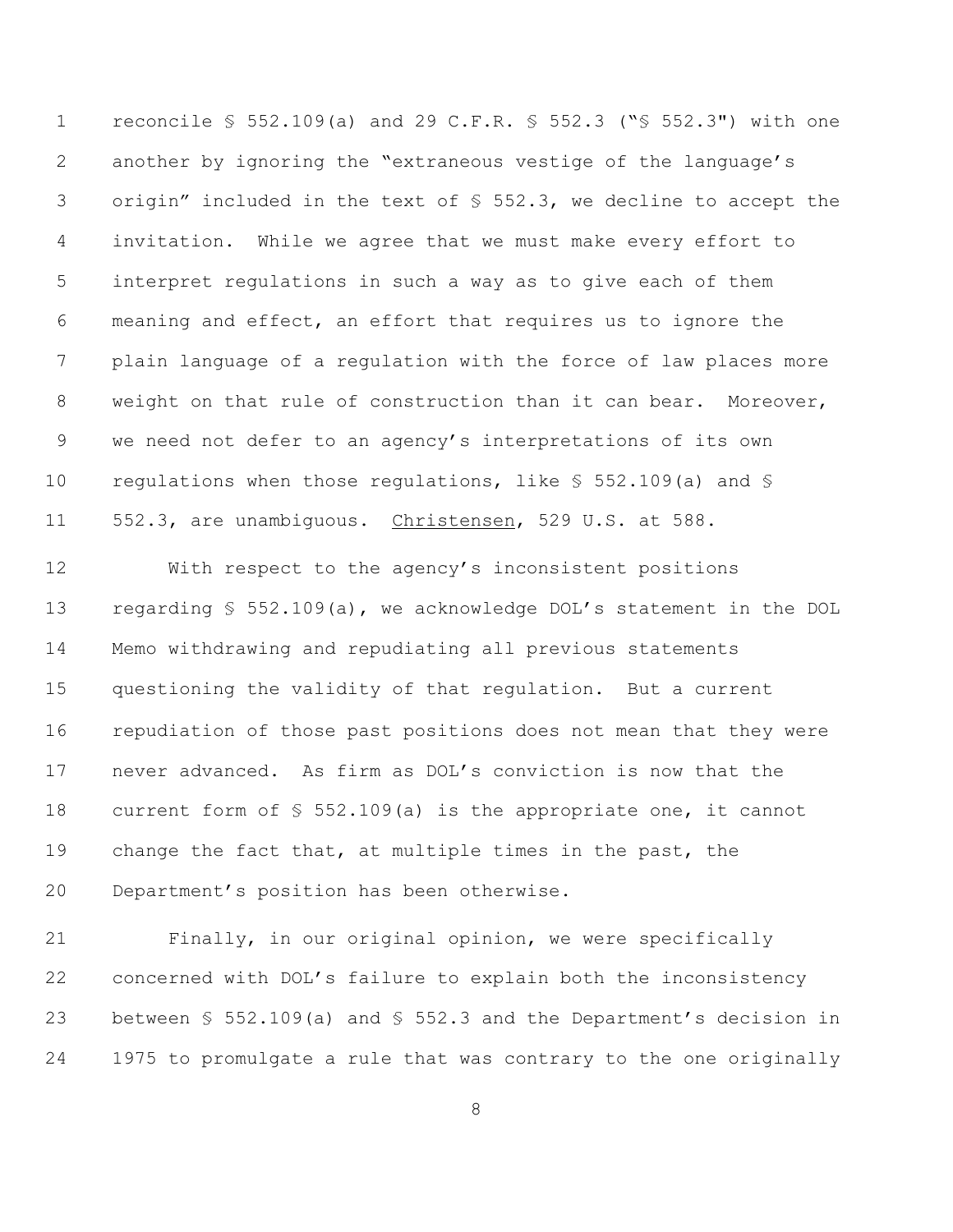reconcile § 552.109(a) and 29 C.F.R. § 552.3 ("§ 552.3") with one another by ignoring the "extraneous vestige of the language's origin" included in the text of § 552.3, we decline to accept the invitation. While we agree that we must make every effort to interpret regulations in such a way as to give each of them meaning and effect, an effort that requires us to ignore the plain language of a regulation with the force of law places more weight on that rule of construction than it can bear. Moreover, we need not defer to an agency's interpretations of its own regulations when those regulations, like § 552.109(a) and § 552.3, are unambiguous. Christensen, 529 U.S. at 588.

With respect to the agency's inconsistent positions regarding § 552.109(a), we acknowledge DOL's statement in the DOL Memo withdrawing and repudiating all previous statements questioning the validity of that regulation. But a current repudiation of those past positions does not mean that they were never advanced. As firm as DOL's conviction is now that the current form of § 552.109(a) is the appropriate one, it cannot change the fact that, at multiple times in the past, the Department's position has been otherwise.

Finally, in our original opinion, we were specifically concerned with DOL's failure to explain both the inconsistency between § 552.109(a) and § 552.3 and the Department's decision in 1975 to promulgate a rule that was contrary to the one originally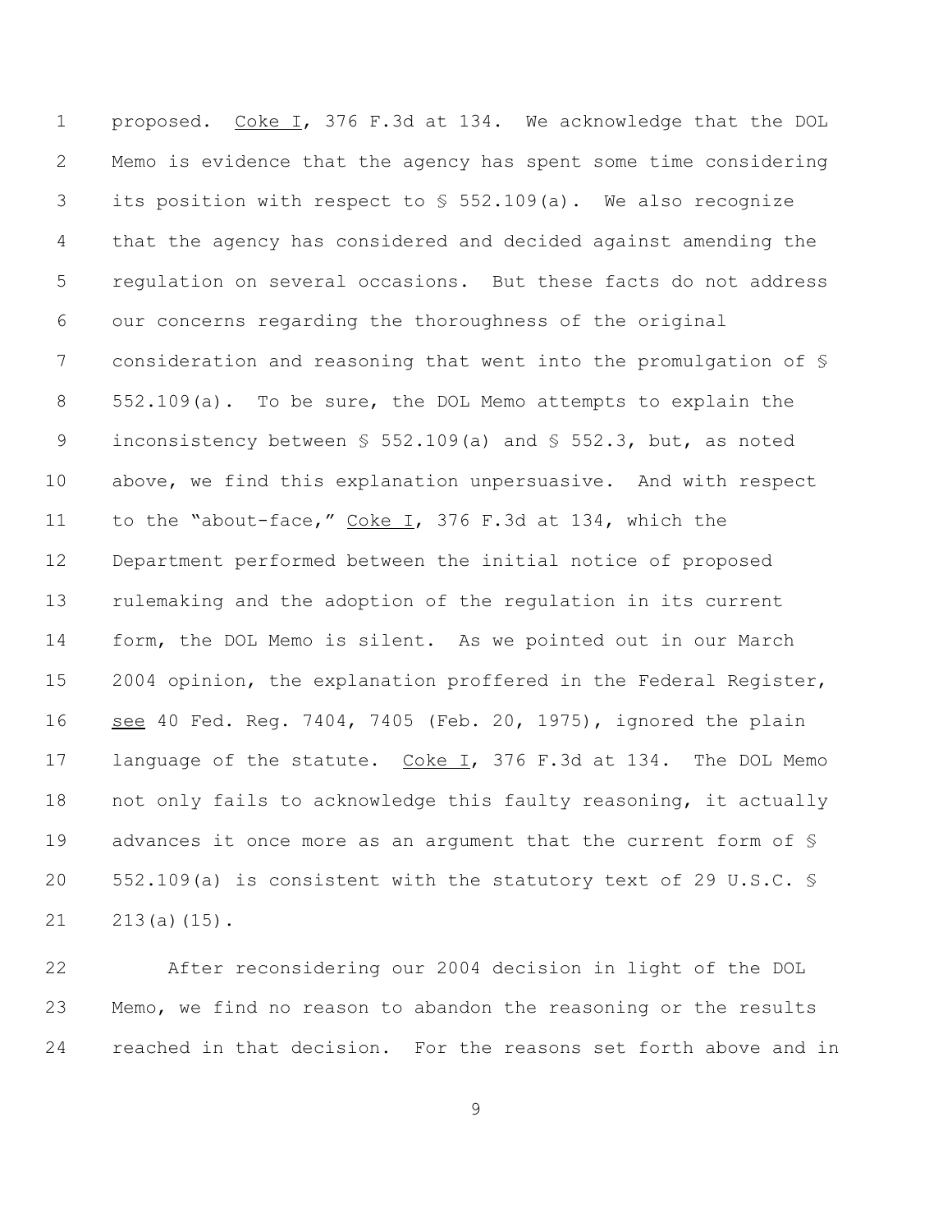proposed. Coke I, 376 F.3d at 134. We acknowledge that the DOL Memo is evidence that the agency has spent some time considering its position with respect to § 552.109(a). We also recognize that the agency has considered and decided against amending the regulation on several occasions. But these facts do not address our concerns regarding the thoroughness of the original consideration and reasoning that went into the promulgation of § 552.109(a). To be sure, the DOL Memo attempts to explain the inconsistency between § 552.109(a) and § 552.3, but, as noted above, we find this explanation unpersuasive. And with respect to the "about-face," Coke I, 376 F.3d at 134, which the Department performed between the initial notice of proposed rulemaking and the adoption of the regulation in its current form, the DOL Memo is silent. As we pointed out in our March 2004 opinion, the explanation proffered in the Federal Register, see 40 Fed. Reg. 7404, 7405 (Feb. 20, 1975), ignored the plain language of the statute. Coke I, 376 F.3d at 134. The DOL Memo not only fails to acknowledge this faulty reasoning, it actually advances it once more as an argument that the current form of § 552.109(a) is consistent with the statutory text of 29 U.S.C. § 213(a)(15).

After reconsidering our 2004 decision in light of the DOL Memo, we find no reason to abandon the reasoning or the results reached in that decision. For the reasons set forth above and in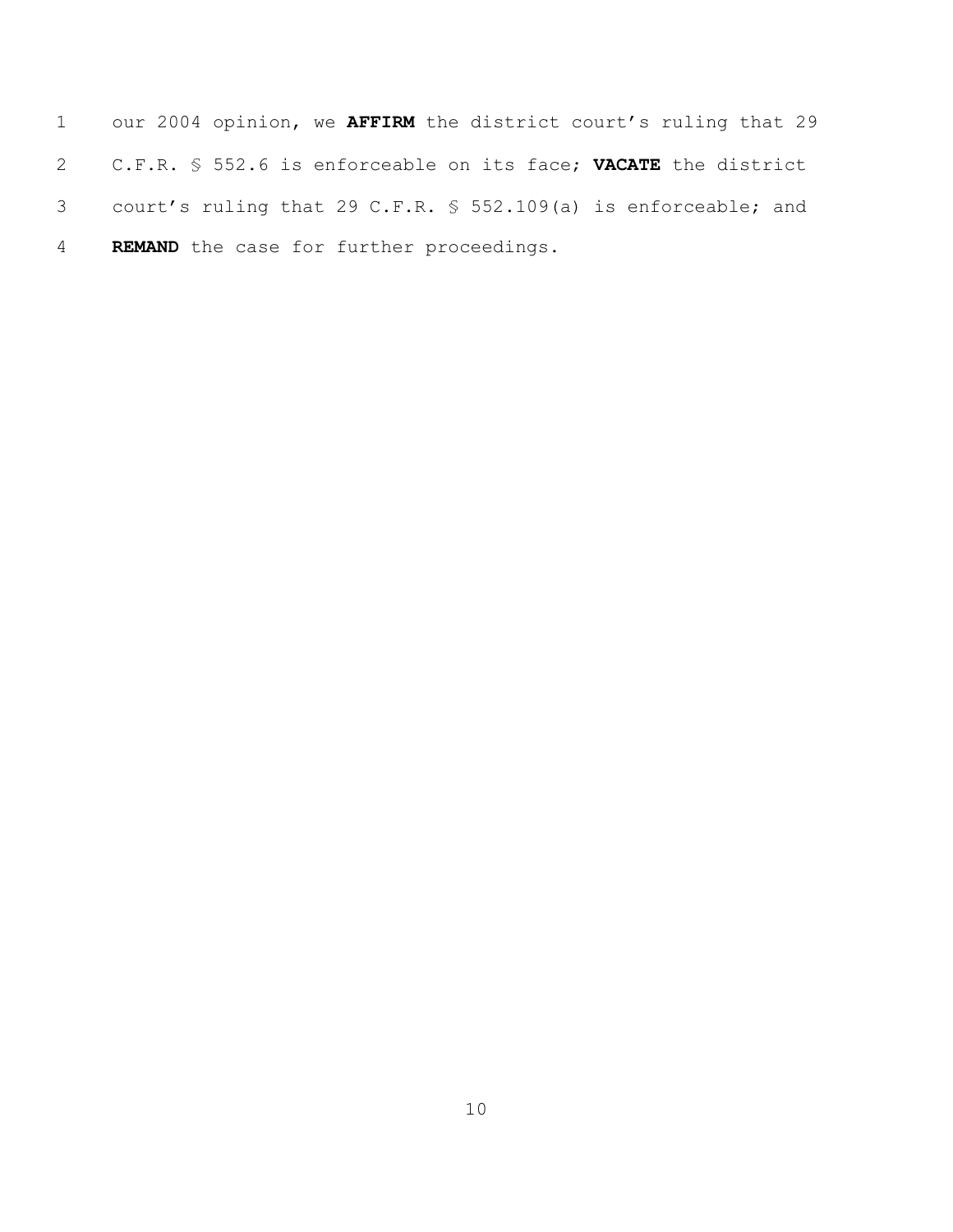our 2004 opinion, we **AFFIRM** the district court's ruling that 29 C.F.R. § 552.6 is enforceable on its face; **VACATE** the district court's ruling that 29 C.F.R. § 552.109(a) is enforceable; and **REMAND** the case for further proceedings.